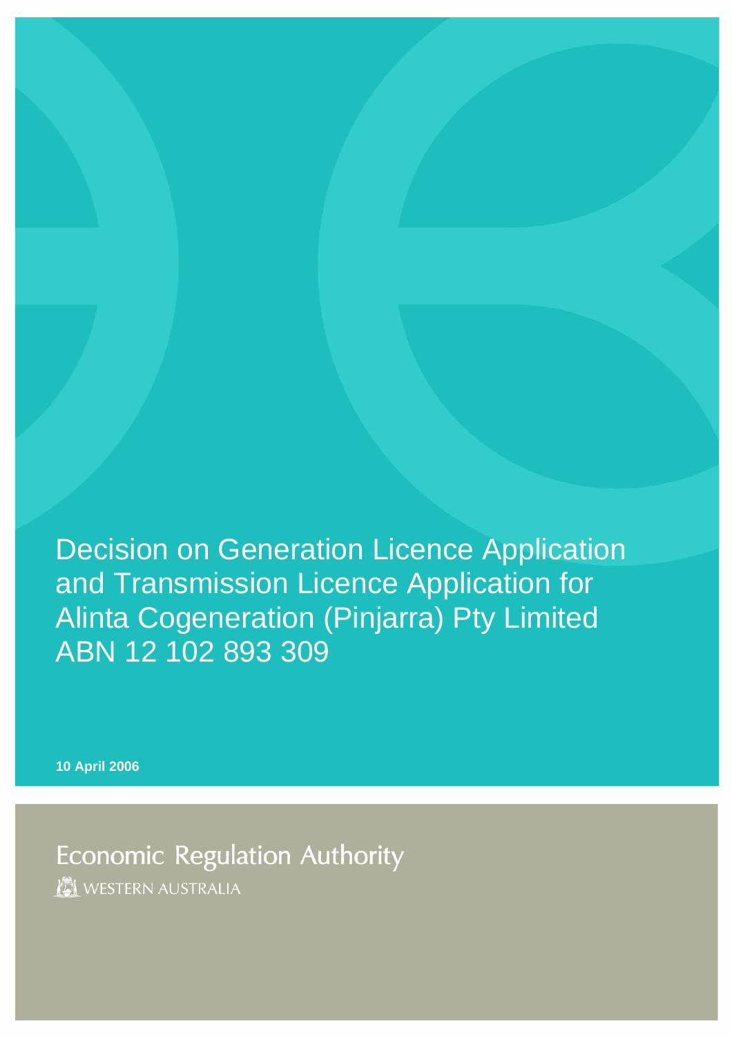# Decision on Generation Licence Application and Transmission Licence Application for Alinta Cogeneration (Pinjarra) Pty Limited ABN 12 102 893 309

**10 April 2006**

Economic Regulation Authority

WESTERN AUSTRALIA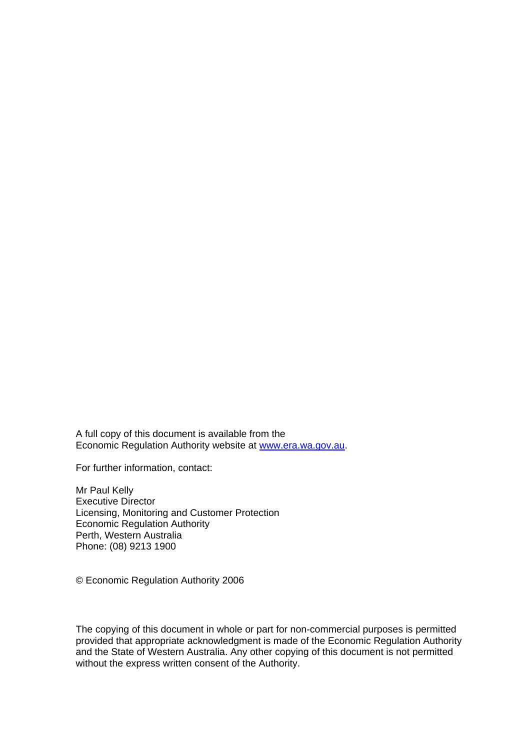A full copy of this document is available from the Economic Regulation Authority website at [www.era.wa.gov.au](http://www.era.wa.gov.au).

For further information, contact:

Mr Paul Kelly  
Executive Director  
Licensing, Monitoring and Customer Protection  
Economic Regulation Authority  
Perth, Western Australia  
Phone: (08) 9213 1900

© Economic Regulation Authority 2006

The copying of this document in whole or part for non-commercial purposes is permitted provided that appropriate acknowledgment is made of the Economic Regulation Authority and the State of Western Australia. Any other copying of this document is not permitted without the express written consent of the Authority.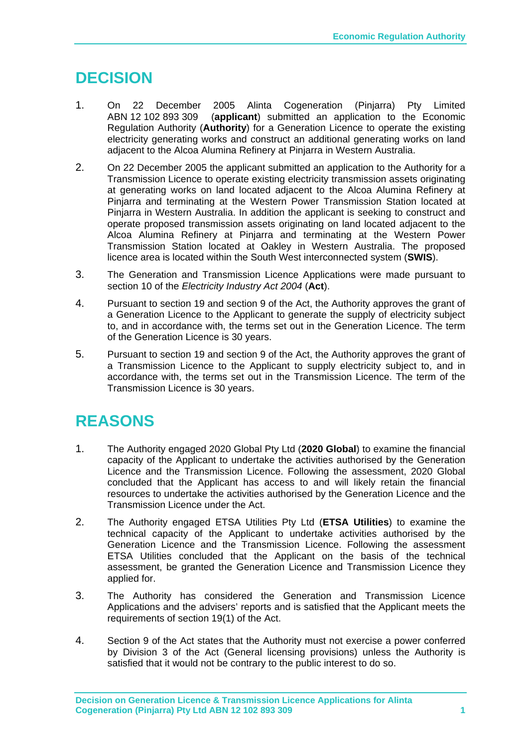# DECISION

1. On 22 December 2005 Alinta Cogeneration (Pinjarra) Pty Limited ABN 12 102 893 309 (**applicant**) submitted an application to the Economic Regulation Authority (**Authority**) for a Generation Licence to operate the existing electricity generating works and construct an additional generating works on land adjacent to the Alcoa Alumina Refinery at Pinjarra in Western Australia.
2. On 22 December 2005 the applicant submitted an application to the Authority for a Transmission Licence to operate existing electricity transmission assets originating at generating works on land located adjacent to the Alcoa Alumina Refinery at Pinjarra and terminating at the Western Power Transmission Station located at Pinjarra in Western Australia. In addition the applicant is seeking to construct and operate proposed transmission assets originating on land located adjacent to the Alcoa Alumina Refinery at Pinjarra and terminating at the Western Power Transmission Station located at Oakley in Western Australia. The proposed licence area is located within the South West interconnected system (**SWIS**).
3. The Generation and Transmission Licence Applications were made pursuant to section 10 of the *Electricity Industry Act 2004* (**Act**).
4. Pursuant to section 19 and section 9 of the Act, the Authority approves the grant of a Generation Licence to the Applicant to generate the supply of electricity subject to, and in accordance with, the terms set out in the Generation Licence. The term of the Generation Licence is 30 years.
5. Pursuant to section 19 and section 9 of the Act, the Authority approves the grant of a Transmission Licence to the Applicant to supply electricity subject to, and in accordance with, the terms set out in the Transmission Licence. The term of the Transmission Licence is 30 years.

# REASONS

1. The Authority engaged 2020 Global Pty Ltd (**2020 Global**) to examine the financial capacity of the Applicant to undertake the activities authorised by the Generation Licence and the Transmission Licence. Following the assessment, 2020 Global concluded that the Applicant has access to and will likely retain the financial resources to undertake the activities authorised by the Generation Licence and the Transmission Licence under the Act.
2. The Authority engaged ETSA Utilities Pty Ltd (**ETSA Utilities**) to examine the technical capacity of the Applicant to undertake activities authorised by the Generation Licence and the Transmission Licence. Following the assessment ETSA Utilities concluded that the Applicant on the basis of the technical assessment, be granted the Generation Licence and Transmission Licence they applied for.
3. The Authority has considered the Generation and Transmission Licence Applications and the advisers' reports and is satisfied that the Applicant meets the requirements of section 19(1) of the Act.
4. Section 9 of the Act states that the Authority must not exercise a power conferred by Division 3 of the Act (General licensing provisions) unless the Authority is satisfied that it would not be contrary to the public interest to do so.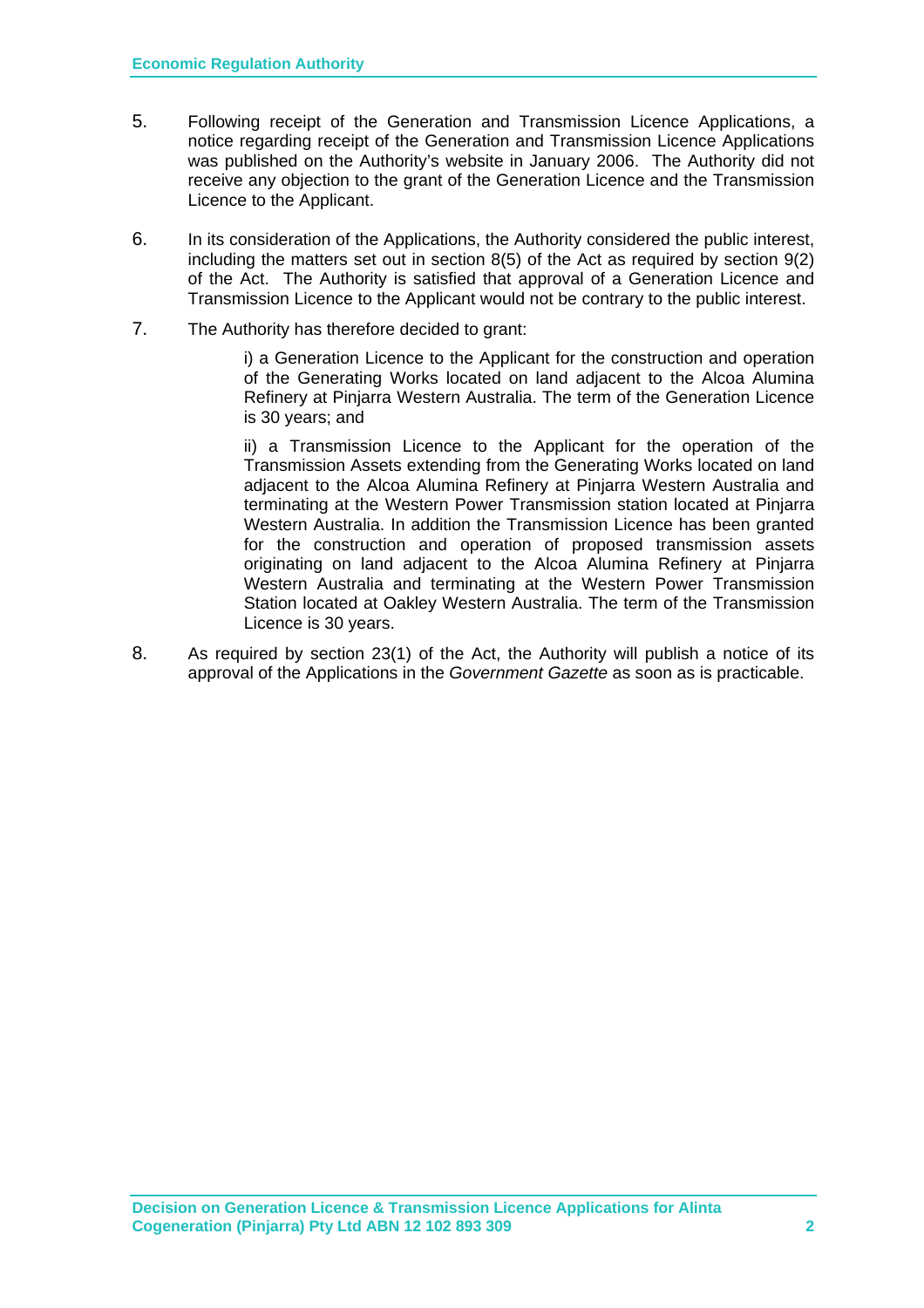5. Following receipt of the Generation and Transmission Licence Applications, a notice regarding receipt of the Generation and Transmission Licence Applications was published on the Authority's website in January 2006. The Authority did not receive any objection to the grant of the Generation Licence and the Transmission Licence to the Applicant.

6. In its consideration of the Applications, the Authority considered the public interest, including the matters set out in section 8(5) of the Act as required by section 9(2) of the Act. The Authority is satisfied that approval of a Generation Licence and Transmission Licence to the Applicant would not be contrary to the public interest.

7. The Authority has therefore decided to grant:

   i) a Generation Licence to the Applicant for the construction and operation of the Generating Works located on land adjacent to the Alcoa Alumina Refinery at Pinjarra Western Australia. The term of the Generation Licence is 30 years; and

   ii) a Transmission Licence to the Applicant for the operation of the Transmission Assets extending from the Generating Works located on land adjacent to the Alcoa Alumina Refinery at Pinjarra Western Australia and terminating at the Western Power Transmission station located at Pinjarra Western Australia. In addition the Transmission Licence has been granted for the construction and operation of proposed transmission assets originating on land adjacent to the Alcoa Alumina Refinery at Pinjarra Western Australia and terminating at the Western Power Transmission Station located at Oakley Western Australia. The term of the Transmission Licence is 30 years.

8. As required by section 23(1) of the Act, the Authority will publish a notice of its approval of the Applications in the *Government Gazette* as soon as is practicable.